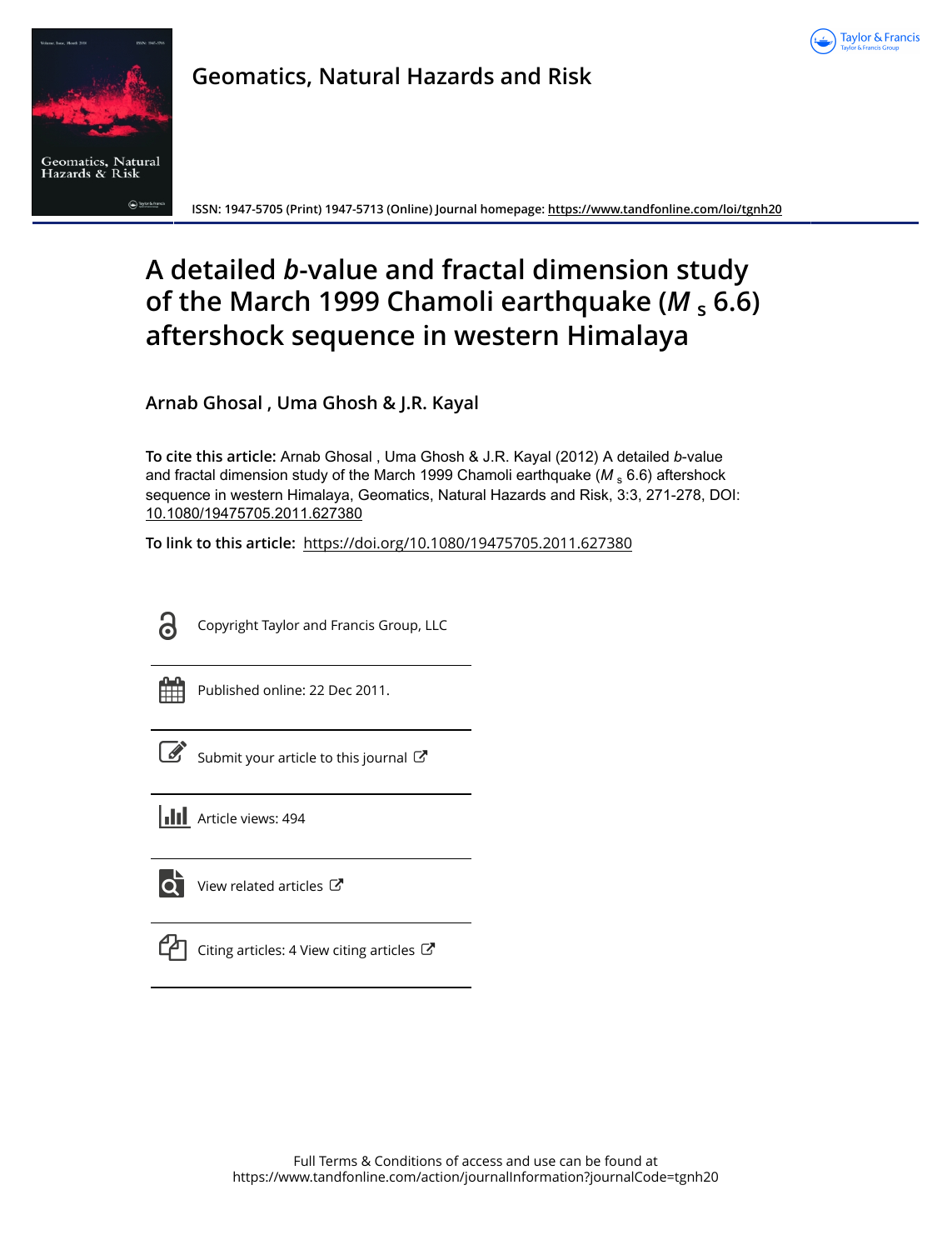Geomatics, Natural Hazards and Risk

ISSN: 1947-5705 (Print) 1947-5713 (Online) Journal homepage: https://www.tandfonline.com/loi/tgnh20

# A detailed *b*-value and fractal dimension study of the March 1999 Chamoli earthquake ($M_s$ 6.6) aftershock sequence in western Himalaya

**Arnab Ghosal , Uma Ghosh & J.R. Kayal**

**To cite this article:** Arnab Ghosal , Uma Ghosh & J.R. Kayal (2012) A detailed *b*-value and fractal dimension study of the March 1999 Chamoli earthquake ($M_s$ 6.6) aftershock sequence in western Himalaya, Geomatics, Natural Hazards and Risk, 3:3, 271-278, DOI: 10.1080/19475705.2011.627380

**To link to this article:** https://doi.org/10.1080/19475705.2011.627380

Copyright Taylor and Francis Group, LLC

Published online: 22 Dec 2011.

Submit your article to this journal

Article views: 494

View related articles

Citing articles: 4 View citing articles

Full Terms & Conditions of access and use can be found at
https://www.tandfonline.com/action/journalInformation?journalCode=tgnh20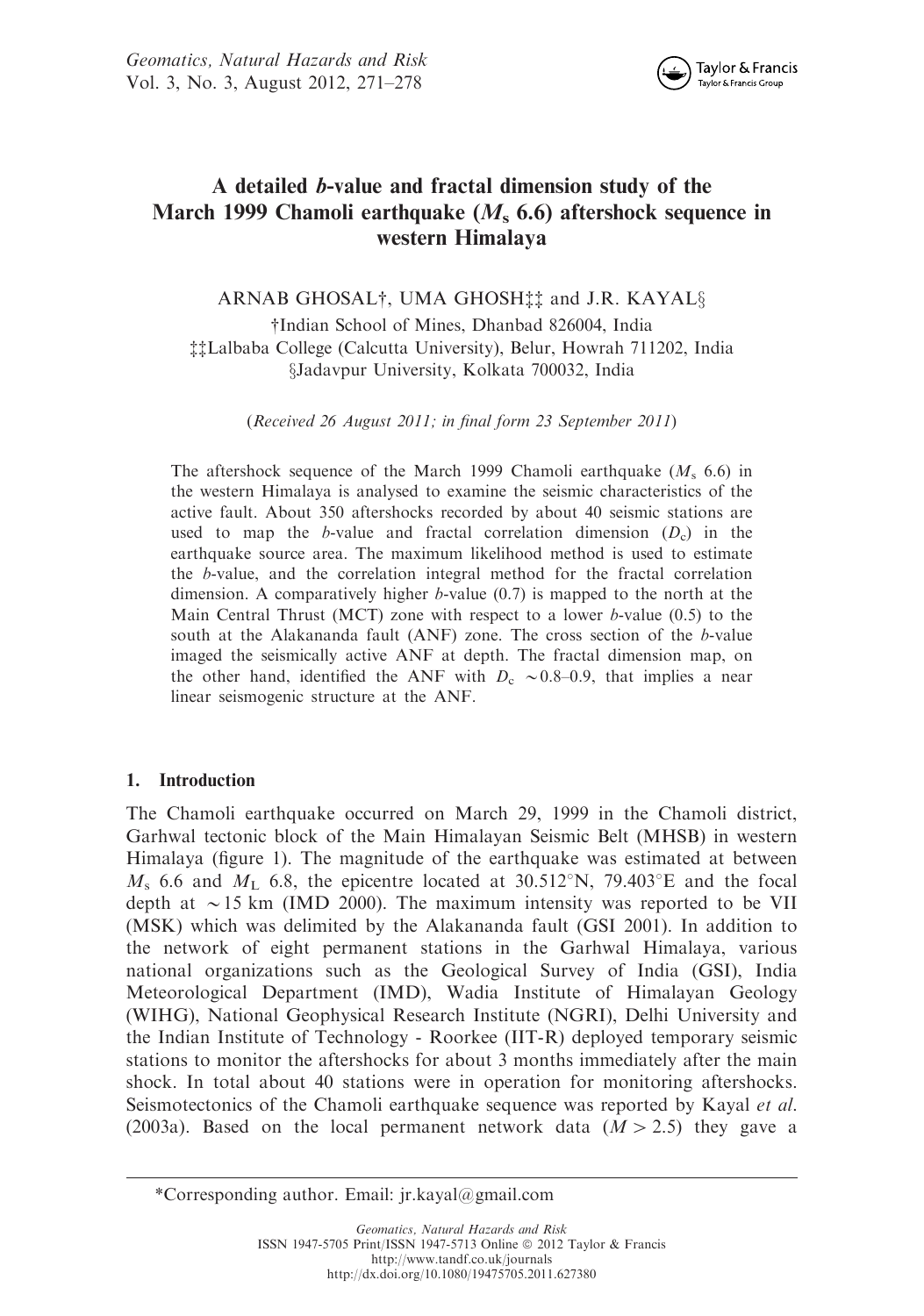# A detailed *b*-value and fractal dimension study of the March 1999 Chamoli earthquake ($M_s$ 6.6) aftershock sequence in western Himalaya

ARNAB GHOSAL†, UMA GHOSH‡‡ and J.R. KAYAL§

†Indian School of Mines, Dhanbad 826004, India

‡‡Lalbaba College (Calcutta University), Belur, Howrah 711202, India

§Jadavpur University, Kolkata 700032, India

(*Received 26 August 2011; in final form 23 September 2011*)

The aftershock sequence of the March 1999 Chamoli earthquake ($M_s$ 6.6) in the western Himalaya is analysed to examine the seismic characteristics of the active fault. About 350 aftershocks recorded by about 40 seismic stations are used to map the *b*-value and fractal correlation dimension ($D_c$) in the earthquake source area. The maximum likelihood method is used to estimate the *b*-value, and the correlation integral method for the fractal correlation dimension. A comparatively higher *b*-value (0.7) is mapped to the north at the Main Central Thrust (MCT) zone with respect to a lower *b*-value (0.5) to the south at the Alakananda fault (ANF) zone. The cross section of the *b*-value imaged the seismically active ANF at depth. The fractal dimension map, on the other hand, identified the ANF with $D_c$ ~0.8–0.9, that implies a near linear seismogenic structure at the ANF.

## 1. Introduction

The Chamoli earthquake occurred on March 29, 1999 in the Chamoli district, Garhwal tectonic block of the Main Himalayan Seismic Belt (MHSB) in western Himalaya (figure 1). The magnitude of the earthquake was estimated at between $M_s$ 6.6 and $M_L$ 6.8, the epicentre located at 30.512°N, 79.403°E and the focal depth at ~15 km (IMD 2000). The maximum intensity was reported to be VII (MSK) which was delimited by the Alakananda fault (GSI 2001). In addition to the network of eight permanent stations in the Garhwal Himalaya, various national organizations such as the Geological Survey of India (GSI), India Meteorological Department (IMD), Wadia Institute of Himalayan Geology (WIHG), National Geophysical Research Institute (NGRI), Delhi University and the Indian Institute of Technology - Roorkee (IIT-R) deployed temporary seismic stations to monitor the aftershocks for about 3 months immediately after the main shock. In total about 40 stations were in operation for monitoring aftershocks. Seismotectonics of the Chamoli earthquake sequence was reported by Kayal *et al.* (2003a). Based on the local permanent network data ($M > 2.5$) they gave a

*Corresponding author. Email: jr.kayal@gmail.com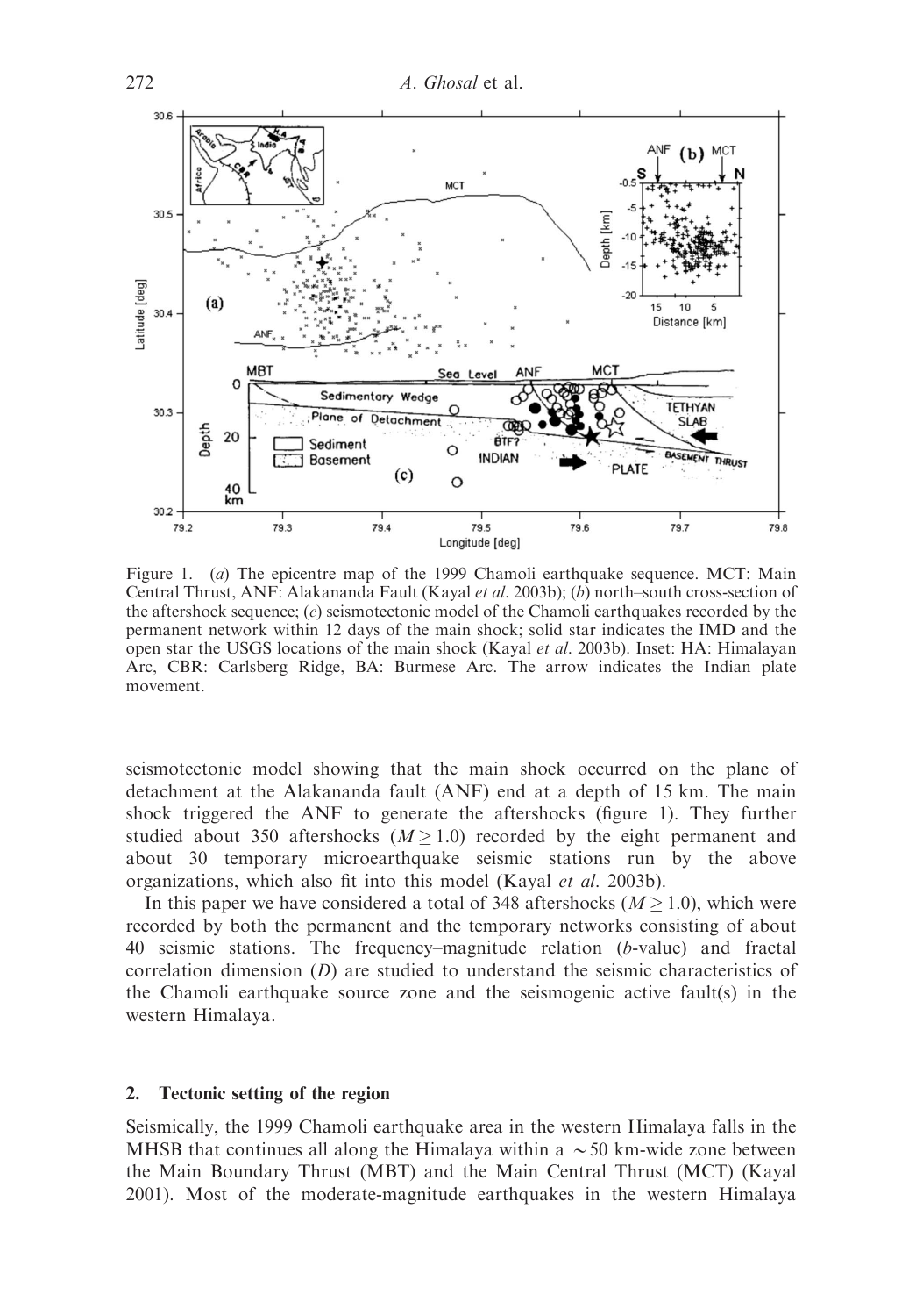Figure 1. (*a*) The epicentre map of the 1999 Chamoli earthquake sequence. MCT: Main Central Thrust, ANF: Alakananda Fault (Kayal *et al.* 2003b); (*b*) north–south cross-section of the aftershock sequence; (*c*) seismotectonic model of the Chamoli earthquakes recorded by the permanent network within 12 days of the main shock; solid star indicates the IMD and the open star the USGS locations of the main shock (Kayal *et al.* 2003b). Inset: HA: Himalayan Arc, CBR: Carlsberg Ridge, BA: Burmese Arc. The arrow indicates the Indian plate movement.

seismotectonic model showing that the main shock occurred on the plane of detachment at the Alakananda fault (ANF) end at a depth of 15 km. The main shock triggered the ANF to generate the aftershocks (figure 1). They further studied about 350 aftershocks ($M \geq 1.0$) recorded by the eight permanent and about 30 temporary microearthquake seismic stations run by the above organizations, which also fit into this model (Kayal *et al.* 2003b).

In this paper we have considered a total of 348 aftershocks ($M \geq 1.0$), which were recorded by both the permanent and the temporary networks consisting of about 40 seismic stations. The frequency–magnitude relation (*b*-value) and fractal correlation dimension ($D$) are studied to understand the seismic characteristics of the Chamoli earthquake source zone and the seismogenic active fault(s) in the western Himalaya.

## 2. Tectonic setting of the region

Seismically, the 1999 Chamoli earthquake area in the western Himalaya falls in the MHSB that continues all along the Himalaya within a ~50 km-wide zone between the Main Boundary Thrust (MBT) and the Main Central Thrust (MCT) (Kayal 2001). Most of the moderate-magnitude earthquakes in the western Himalaya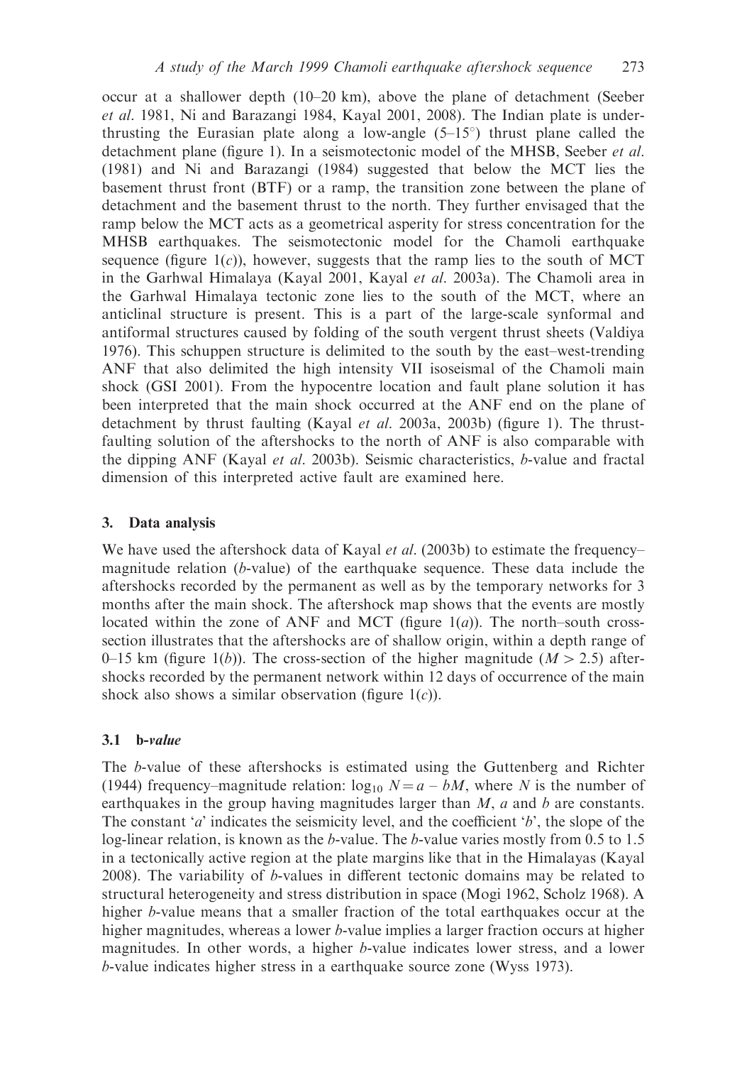occur at a shallower depth (10–20 km), above the plane of detachment (Seeber *et al.* 1981, Ni and Barazangi 1984, Kayal 2001, 2008). The Indian plate is underthrusting the Eurasian plate along a low-angle (5–15°) thrust plane called the detachment plane (figure 1). In a seismotectonic model of the MHSB, Seeber *et al.* (1981) and Ni and Barazangi (1984) suggested that below the MCT lies the basement thrust front (BTF) or a ramp, the transition zone between the plane of detachment and the basement thrust to the north. They further envisaged that the ramp below the MCT acts as a geometrical asperity for stress concentration for the MHSB earthquakes. The seismotectonic model for the Chamoli earthquake sequence (figure 1(*c*)), however, suggests that the ramp lies to the south of MCT in the Garhwal Himalaya (Kayal 2001, Kayal *et al.* 2003a). The Chamoli area in the Garhwal Himalaya tectonic zone lies to the south of the MCT, where an anticlinal structure is present. This is a part of the large-scale synformal and antiformal structures caused by folding of the south vergent thrust sheets (Valdiya 1976). This schuppen structure is delimited to the south by the east–west-trending ANF that also delimited the high intensity VII isoseismal of the Chamoli main shock (GSI 2001). From the hypocentre location and fault plane solution it has been interpreted that the main shock occurred at the ANF end on the plane of detachment by thrust faulting (Kayal *et al.* 2003a, 2003b) (figure 1). The thrust-faulting solution of the aftershocks to the north of ANF is also comparable with the dipping ANF (Kayal *et al.* 2003b). Seismic characteristics, *b*-value and fractal dimension of this interpreted active fault are examined here.

## 3. Data analysis

We have used the aftershock data of Kayal *et al.* (2003b) to estimate the frequency–magnitude relation (*b*-value) of the earthquake sequence. These data include the aftershocks recorded by the permanent as well as by the temporary networks for 3 months after the main shock. The aftershock map shows that the events are mostly located within the zone of ANF and MCT (figure 1(*a*)). The north–south cross-section illustrates that the aftershocks are of shallow origin, within a depth range of 0–15 km (figure 1(*b*)). The cross-section of the higher magnitude ($M > 2.5$) aftershocks recorded by the permanent network within 12 days of occurrence of the main shock also shows a similar observation (figure 1(*c*)).

### 3.1 b-*value*

The *b*-value of these aftershocks is estimated using the Guttenberg and Richter (1944) frequency–magnitude relation: $\log_{10} N = a - bM$, where $N$ is the number of earthquakes in the group having magnitudes larger than $M$, $a$ and $b$ are constants. The constant '$a$' indicates the seismicity level, and the coefficient '$b$', the slope of the log-linear relation, is known as the *b*-value. The *b*-value varies mostly from 0.5 to 1.5 in a tectonically active region at the plate margins like that in the Himalayas (Kayal 2008). The variability of *b*-values in different tectonic domains may be related to structural heterogeneity and stress distribution in space (Mogi 1962, Scholz 1968). A higher *b*-value means that a smaller fraction of the total earthquakes occur at the higher magnitudes, whereas a lower *b*-value implies a larger fraction occurs at higher magnitudes. In other words, a higher *b*-value indicates lower stress, and a lower *b*-value indicates higher stress in a earthquake source zone (Wyss 1973).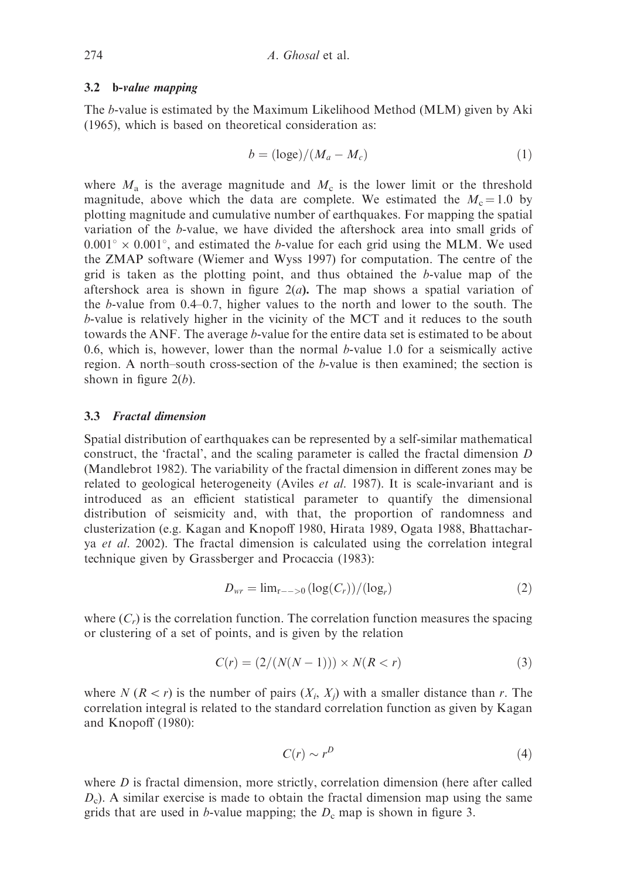### 3.2 b-*value mapping*

The *b*-value is estimated by the Maximum Likelihood Method (MLM) given by Aki (1965), which is based on theoretical consideration as:

$$b = (\log e)/(M_a - M_c) \tag{1}$$

where $M_a$ is the average magnitude and $M_c$ is the lower limit or the threshold magnitude, above which the data are complete. We estimated the $M_c = 1.0$ by plotting magnitude and cumulative number of earthquakes. For mapping the spatial variation of the *b*-value, we have divided the aftershock area into small grids of $0.001^\circ \times 0.001^\circ$, and estimated the *b*-value for each grid using the MLM. We used the ZMAP software (Wiemer and Wyss 1997) for computation. The centre of the grid is taken as the plotting point, and thus obtained the *b*-value map of the aftershock area is shown in figure 2(*a*). The map shows a spatial variation of the *b*-value from 0.4–0.7, higher values to the north and lower to the south. The *b*-value is relatively higher in the vicinity of the MCT and it reduces to the south towards the ANF. The average *b*-value for the entire data set is estimated to be about 0.6, which is, however, lower than the normal *b*-value 1.0 for a seismically active region. A north–south cross-section of the *b*-value is then examined; the section is shown in figure 2(*b*).

### 3.3 *Fractal dimension*

Spatial distribution of earthquakes can be represented by a self-similar mathematical construct, the 'fractal', and the scaling parameter is called the fractal dimension *D* (Mandlebrot 1982). The variability of the fractal dimension in different zones may be related to geological heterogeneity (Aviles *et al.* 1987). It is scale-invariant and is introduced as an efficient statistical parameter to quantify the dimensional distribution of seismicity and, with that, the proportion of randomness and clusterization (e.g. Kagan and Knopoff 1980, Hirata 1989, Ogata 1988, Bhattacharya *et al.* 2002). The fractal dimension is calculated using the correlation integral technique given by Grassberger and Procaccia (1983):

$$D_{wr} = \lim_{r \to 0} (\log(C_r))/(\log_r) \tag{2}$$

where $(C_r)$ is the correlation function. The correlation function measures the spacing or clustering of a set of points, and is given by the relation

$$C(r) = (2/(N(N-1))) \times N(R < r) \tag{3}$$

where $N\,(R < r)$ is the number of pairs $(X_i, X_j)$ with a smaller distance than *r*. The correlation integral is related to the standard correlation function as given by Kagan and Knopoff (1980):

$$C(r) \sim r^D \tag{4}$$

where *D* is fractal dimension, more strictly, correlation dimension (here after called $D_c$). A similar exercise is made to obtain the fractal dimension map using the same grids that are used in *b*-value mapping; the $D_c$ map is shown in figure 3.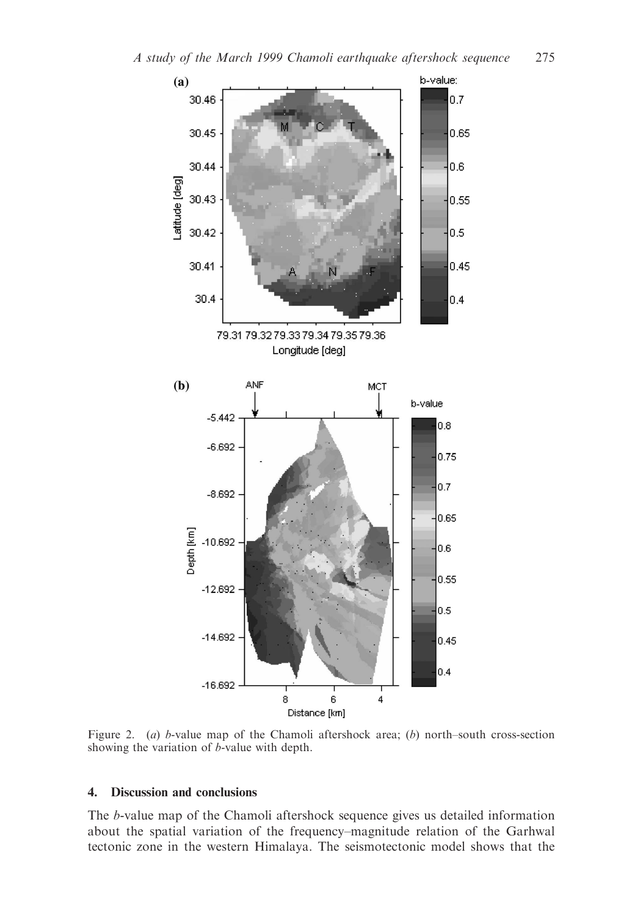Figure 2. (*a*) *b*-value map of the Chamoli aftershock area; (*b*) north–south cross-section showing the variation of *b*-value with depth.

## 4. Discussion and conclusions

The *b*-value map of the Chamoli aftershock sequence gives us detailed information about the spatial variation of the frequency–magnitude relation of the Garhwal tectonic zone in the western Himalaya. The seismotectonic model shows that the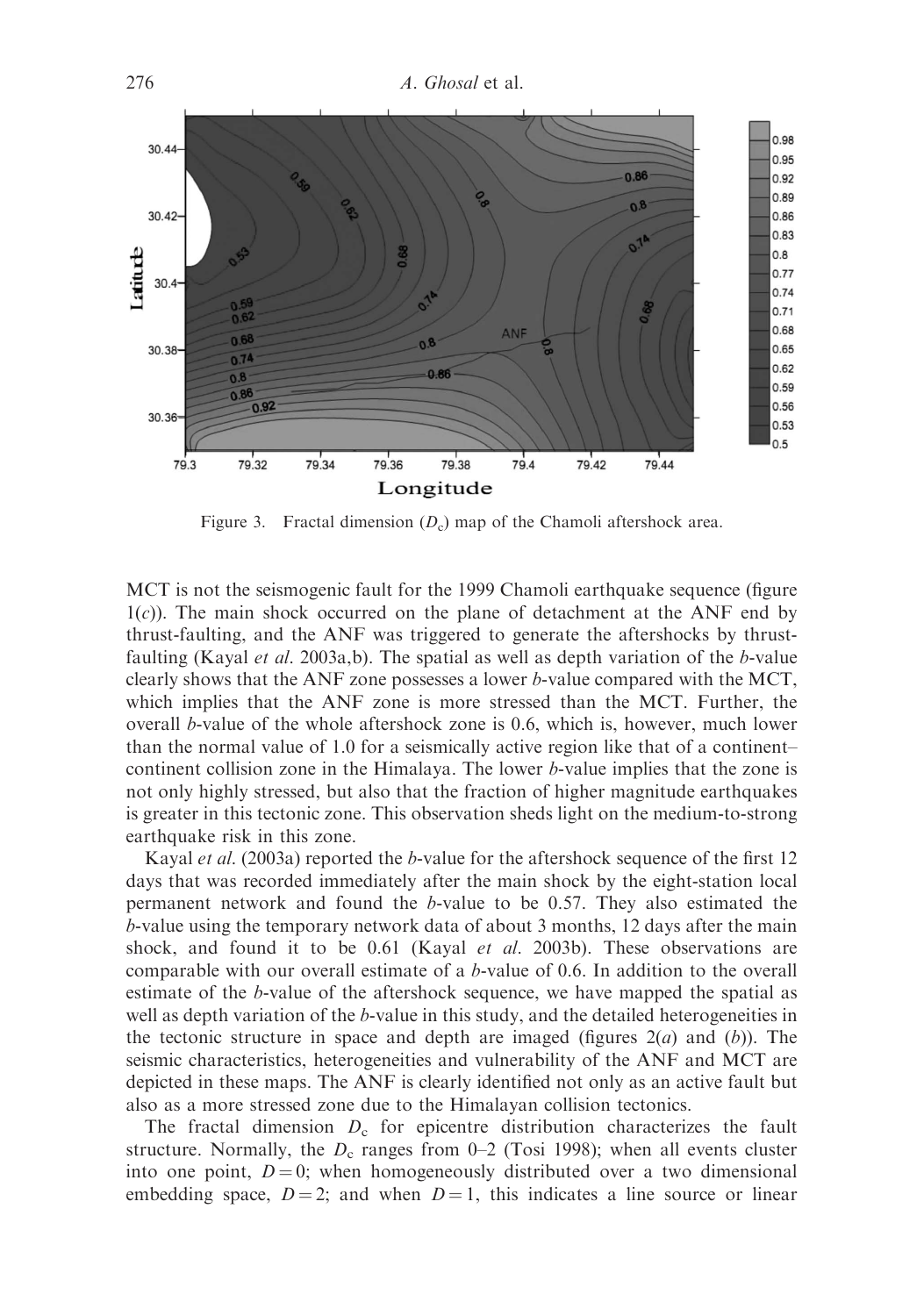Figure 3. Fractal dimension ($D_c$) map of the Chamoli aftershock area.

MCT is not the seismogenic fault for the 1999 Chamoli earthquake sequence (figure 1(*c*)). The main shock occurred on the plane of detachment at the ANF end by thrust-faulting, and the ANF was triggered to generate the aftershocks by thrust-faulting (Kayal *et al.* 2003a,b). The spatial as well as depth variation of the *b*-value clearly shows that the ANF zone possesses a lower *b*-value compared with the MCT, which implies that the ANF zone is more stressed than the MCT. Further, the overall *b*-value of the whole aftershock zone is 0.6, which is, however, much lower than the normal value of 1.0 for a seismically active region like that of a continent–continent collision zone in the Himalaya. The lower *b*-value implies that the zone is not only highly stressed, but also that the fraction of higher magnitude earthquakes is greater in this tectonic zone. This observation sheds light on the medium-to-strong earthquake risk in this zone.

Kayal *et al.* (2003a) reported the *b*-value for the aftershock sequence of the first 12 days that was recorded immediately after the main shock by the eight-station local permanent network and found the *b*-value to be 0.57. They also estimated the *b*-value using the temporary network data of about 3 months, 12 days after the main shock, and found it to be 0.61 (Kayal *et al.* 2003b). These observations are comparable with our overall estimate of a *b*-value of 0.6. In addition to the overall estimate of the *b*-value of the aftershock sequence, we have mapped the spatial as well as depth variation of the *b*-value in this study, and the detailed heterogeneities in the tectonic structure in space and depth are imaged (figures 2(*a*) and (*b*)). The seismic characteristics, heterogeneities and vulnerability of the ANF and MCT are depicted in these maps. The ANF is clearly identified not only as an active fault but also as a more stressed zone due to the Himalayan collision tectonics.

The fractal dimension $D_c$ for epicentre distribution characterizes the fault structure. Normally, the $D_c$ ranges from 0–2 (Tosi 1998); when all events cluster into one point, $D = 0$; when homogeneously distributed over a two dimensional embedding space, $D = 2$; and when $D = 1$, this indicates a line source or linear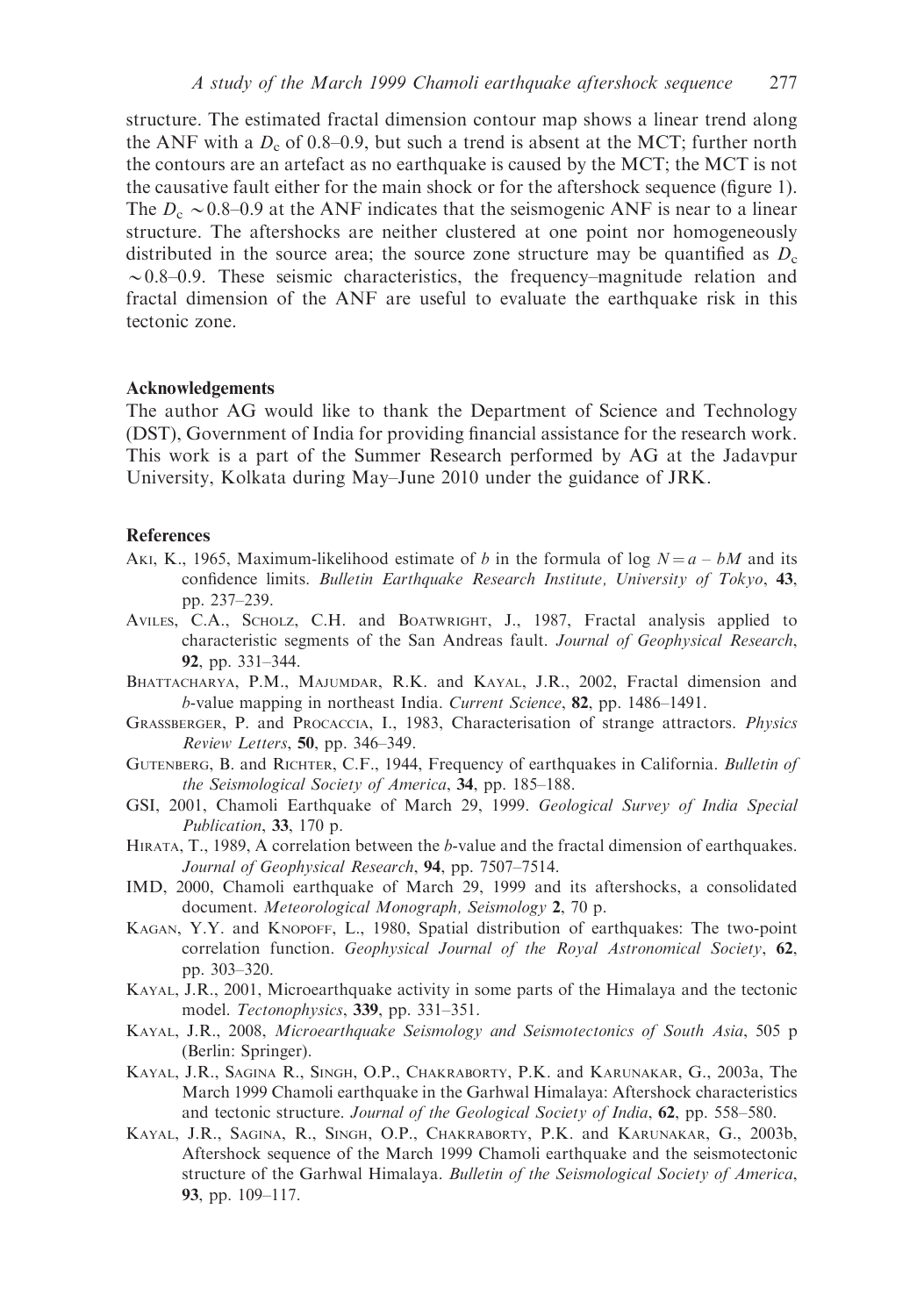structure. The estimated fractal dimension contour map shows a linear trend along the ANF with a $D_c$ of 0.8–0.9, but such a trend is absent at the MCT; further north the contours are an artefact as no earthquake is caused by the MCT; the MCT is not the causative fault either for the main shock or for the aftershock sequence (figure 1). The $D_c \sim 0.8$–0.9 at the ANF indicates that the seismogenic ANF is near to a linear structure. The aftershocks are neither clustered at one point nor homogeneously distributed in the source area; the source zone structure may be quantified as $D_c \sim 0.8$–0.9. These seismic characteristics, the frequency–magnitude relation and fractal dimension of the ANF are useful to evaluate the earthquake risk in this tectonic zone.

## Acknowledgements

The author AG would like to thank the Department of Science and Technology (DST), Government of India for providing financial assistance for the research work. This work is a part of the Summer Research performed by AG at the Jadavpur University, Kolkata during May–June 2010 under the guidance of JRK.

## References

Aki, K., 1965, Maximum-likelihood estimate of $b$ in the formula of $\log N = a - bM$ and its confidence limits. *Bulletin Earthquake Research Institute, University of Tokyo*, **43**, pp. 237–239.

Aviles, C.A., Scholz, C.H. and Boatwright, J., 1987, Fractal analysis applied to characteristic segments of the San Andreas fault. *Journal of Geophysical Research*, **92**, pp. 331–344.

Bhattacharya, P.M., Majumdar, R.K. and Kayal, J.R., 2002, Fractal dimension and *b*-value mapping in northeast India. *Current Science*, **82**, pp. 1486–1491.

Grassberger, P. and Procaccia, I., 1983, Characterisation of strange attractors. *Physics Review Letters*, **50**, pp. 346–349.

Gutenberg, B. and Richter, C.F., 1944, Frequency of earthquakes in California. *Bulletin of the Seismological Society of America*, **34**, pp. 185–188.

GSI, 2001, Chamoli Earthquake of March 29, 1999. *Geological Survey of India Special Publication*, **33**, 170 p.

Hirata, T., 1989, A correlation between the *b*-value and the fractal dimension of earthquakes. *Journal of Geophysical Research*, **94**, pp. 7507–7514.

IMD, 2000, Chamoli earthquake of March 29, 1999 and its aftershocks, a consolidated document. *Meteorological Monograph, Seismology* **2**, 70 p.

Kagan, Y.Y. and Knopoff, L., 1980, Spatial distribution of earthquakes: The two-point correlation function. *Geophysical Journal of the Royal Astronomical Society*, **62**, pp. 303–320.

Kayal, J.R., 2001, Microearthquake activity in some parts of the Himalaya and the tectonic model. *Tectonophysics*, **339**, pp. 331–351.

Kayal, J.R., 2008, *Microearthquake Seismology and Seismotectonics of South Asia*, 505 p (Berlin: Springer).

Kayal, J.R., Sagina R., Singh, O.P., Chakraborty, P.K. and Karunakar, G., 2003a, The March 1999 Chamoli earthquake in the Garhwal Himalaya: Aftershock characteristics and tectonic structure. *Journal of the Geological Society of India*, **62**, pp. 558–580.

Kayal, J.R., Sagina, R., Singh, O.P., Chakraborty, P.K. and Karunakar, G., 2003b, Aftershock sequence of the March 1999 Chamoli earthquake and the seismotectonic structure of the Garhwal Himalaya. *Bulletin of the Seismological Society of America*, **93**, pp. 109–117.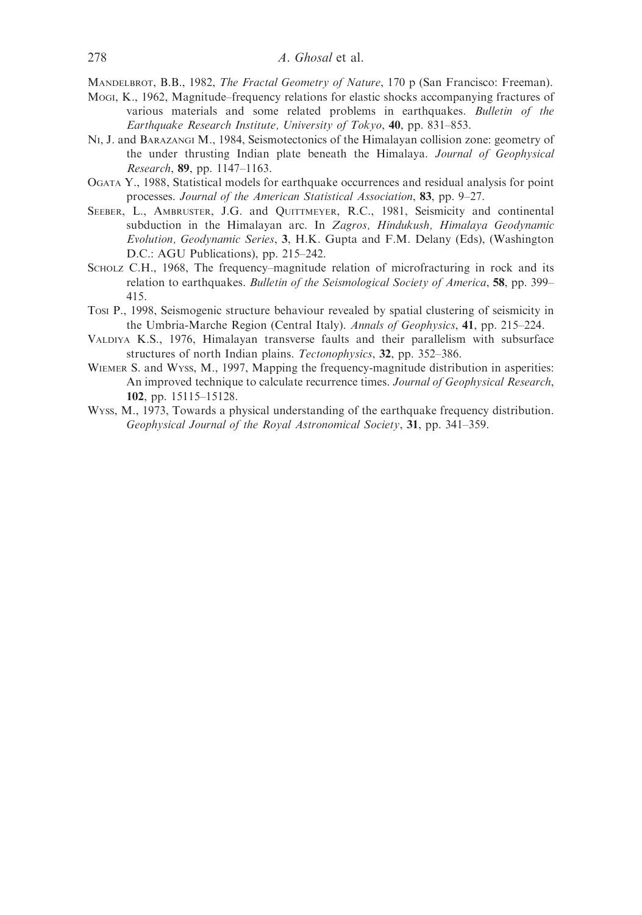Mandelbrot, B.B., 1982, *The Fractal Geometry of Nature*, 170 p (San Francisco: Freeman).

Mogi, K., 1962, Magnitude–frequency relations for elastic shocks accompanying fractures of various materials and some related problems in earthquakes. *Bulletin of the Earthquake Research Institute, University of Tokyo*, **40**, pp. 831–853.

Ni, J. and Barazangi M., 1984, Seismotectonics of the Himalayan collision zone: geometry of the under thrusting Indian plate beneath the Himalaya. *Journal of Geophysical Research*, **89**, pp. 1147–1163.

Ogata Y., 1988, Statistical models for earthquake occurrences and residual analysis for point processes. *Journal of the American Statistical Association*, **83**, pp. 9–27.

Seeber, L., Ambruster, J.G. and Quittmeyer, R.C., 1981, Seismicity and continental subduction in the Himalayan arc. In *Zagros, Hindukush, Himalaya Geodynamic Evolution, Geodynamic Series*, **3**, H.K. Gupta and F.M. Delany (Eds), (Washington D.C.: AGU Publications), pp. 215–242.

Scholz C.H., 1968, The frequency–magnitude relation of microfracturing in rock and its relation to earthquakes. *Bulletin of the Seismological Society of America*, **58**, pp. 399–415.

Tosi P., 1998, Seismogenic structure behaviour revealed by spatial clustering of seismicity in the Umbria-Marche Region (Central Italy). *Annals of Geophysics*, **41**, pp. 215–224.

Valdiya K.S., 1976, Himalayan transverse faults and their parallelism with subsurface structures of north Indian plains. *Tectonophysics*, **32**, pp. 352–386.

Wiemer S. and Wyss, M., 1997, Mapping the frequency-magnitude distribution in asperities: An improved technique to calculate recurrence times. *Journal of Geophysical Research*, **102**, pp. 15115–15128.

Wyss, M., 1973, Towards a physical understanding of the earthquake frequency distribution. *Geophysical Journal of the Royal Astronomical Society*, **31**, pp. 341–359.